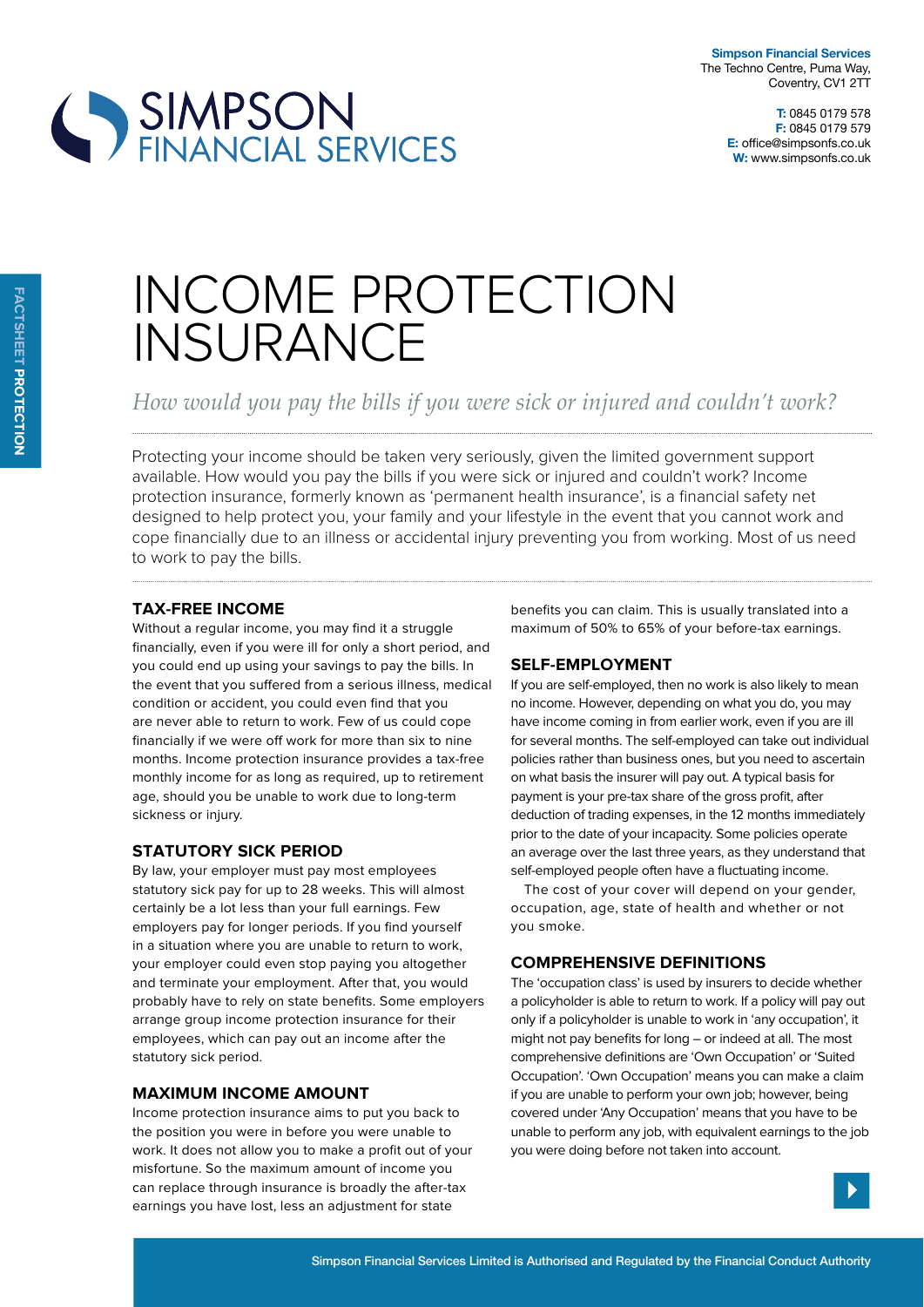**Simpson Financial Services**
The Techno Centre, Puma Way,
Coventry, CV1 2TT

**T:** 0845 0179 578
**F:** 0845 0179 579
**E:** office@simpsonfs.co.uk
**W:** www.simpsonfs.co.uk

FACTSHEET **PROTECTION**

# INCOME PROTECTION INSURANCE

*How would you pay the bills if you were sick or injured and couldn't work?*

Protecting your income should be taken very seriously, given the limited government support available. How would you pay the bills if you were sick or injured and couldn't work? Income protection insurance, formerly known as 'permanent health insurance', is a financial safety net designed to help protect you, your family and your lifestyle in the event that you cannot work and cope financially due to an illness or accidental injury preventing you from working. Most of us need to work to pay the bills.

## TAX-FREE INCOME

Without a regular income, you may find it a struggle financially, even if you were ill for only a short period, and you could end up using your savings to pay the bills. In the event that you suffered from a serious illness, medical condition or accident, you could even find that you are never able to return to work. Few of us could cope financially if we were off work for more than six to nine months. Income protection insurance provides a tax-free monthly income for as long as required, up to retirement age, should you be unable to work due to long-term sickness or injury.

## STATUTORY SICK PERIOD

By law, your employer must pay most employees statutory sick pay for up to 28 weeks. This will almost certainly be a lot less than your full earnings. Few employers pay for longer periods. If you find yourself in a situation where you are unable to return to work, your employer could even stop paying you altogether and terminate your employment. After that, you would probably have to rely on state benefits. Some employers arrange group income protection insurance for their employees, which can pay out an income after the statutory sick period.

## MAXIMUM INCOME AMOUNT

Income protection insurance aims to put you back to the position you were in before you were unable to work. It does not allow you to make a profit out of your misfortune. So the maximum amount of income you can replace through insurance is broadly the after-tax earnings you have lost, less an adjustment for state benefits you can claim. This is usually translated into a maximum of 50% to 65% of your before-tax earnings.

## SELF-EMPLOYMENT

If you are self-employed, then no work is also likely to mean no income. However, depending on what you do, you may have income coming in from earlier work, even if you are ill for several months. The self-employed can take out individual policies rather than business ones, but you need to ascertain on what basis the insurer will pay out. A typical basis for payment is your pre-tax share of the gross profit, after deduction of trading expenses, in the 12 months immediately prior to the date of your incapacity. Some policies operate an average over the last three years, as they understand that self-employed people often have a fluctuating income.

The cost of your cover will depend on your gender, occupation, age, state of health and whether or not you smoke.

## COMPREHENSIVE DEFINITIONS

The 'occupation class' is used by insurers to decide whether a policyholder is able to return to work. If a policy will pay out only if a policyholder is unable to work in 'any occupation', it might not pay benefits for long – or indeed at all. The most comprehensive definitions are 'Own Occupation' or 'Suited Occupation'. 'Own Occupation' means you can make a claim if you are unable to perform your own job; however, being covered under 'Any Occupation' means that you have to be unable to perform any job, with equivalent earnings to the job you were doing before not taken into account.

Simpson Financial Services Limited is Authorised and Regulated by the Financial Conduct Authority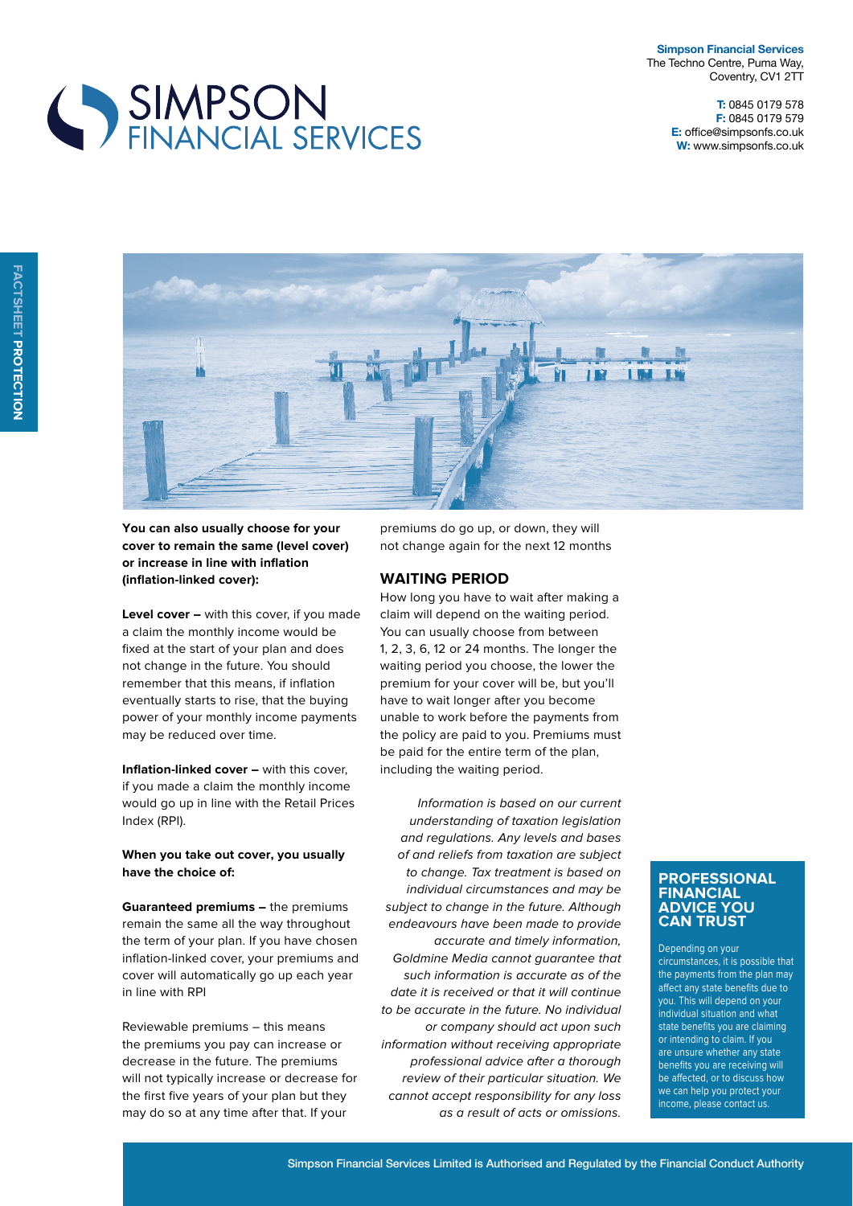**Simpson Financial Services**
The Techno Centre, Puma Way,
Coventry, CV1 2TT

**T:** 0845 0179 578
**F:** 0845 0179 579
**E:** office@simpsonfs.co.uk
**W:** www.simpsonfs.co.uk

**You can also usually choose for your cover to remain the same (level cover) or increase in line with inflation (inflation-linked cover):**

**Level cover –** with this cover, if you made a claim the monthly income would be fixed at the start of your plan and does not change in the future. You should remember that this means, if inflation eventually starts to rise, that the buying power of your monthly income payments may be reduced over time.

**Inflation-linked cover –** with this cover, if you made a claim the monthly income would go up in line with the Retail Prices Index (RPI).

**When you take out cover, you usually have the choice of:**

**Guaranteed premiums –** the premiums remain the same all the way throughout the term of your plan. If you have chosen inflation-linked cover, your premiums and cover will automatically go up each year in line with RPI

Reviewable premiums – this means the premiums you pay can increase or decrease in the future. The premiums will not typically increase or decrease for the first five years of your plan but they may do so at any time after that. If your premiums do go up, or down, they will not change again for the next 12 months

## WAITING PERIOD

How long you have to wait after making a claim will depend on the waiting period. You can usually choose from between 1, 2, 3, 6, 12 or 24 months. The longer the waiting period you choose, the lower the premium for your cover will be, but you'll have to wait longer after you become unable to work before the payments from the policy are paid to you. Premiums must be paid for the entire term of the plan, including the waiting period.

*Information is based on our current understanding of taxation legislation and regulations. Any levels and bases of and reliefs from taxation are subject to change. Tax treatment is based on individual circumstances and may be subject to change in the future. Although endeavours have been made to provide accurate and timely information, Goldmine Media cannot guarantee that such information is accurate as of the date it is received or that it will continue to be accurate in the future. No individual or company should act upon such information without receiving appropriate professional advice after a thorough review of their particular situation. We cannot accept responsibility for any loss as a result of acts or omissions.*

## PROFESSIONAL FINANCIAL ADVICE YOU CAN TRUST

Depending on your circumstances, it is possible that the payments from the plan may affect any state benefits due to you. This will depend on your individual situation and what state benefits you are claiming or intending to claim. If you are unsure whether any state benefits you are receiving will be affected, or to discuss how we can help you protect your income, please contact us.

Simpson Financial Services Limited is Authorised and Regulated by the Financial Conduct Authority